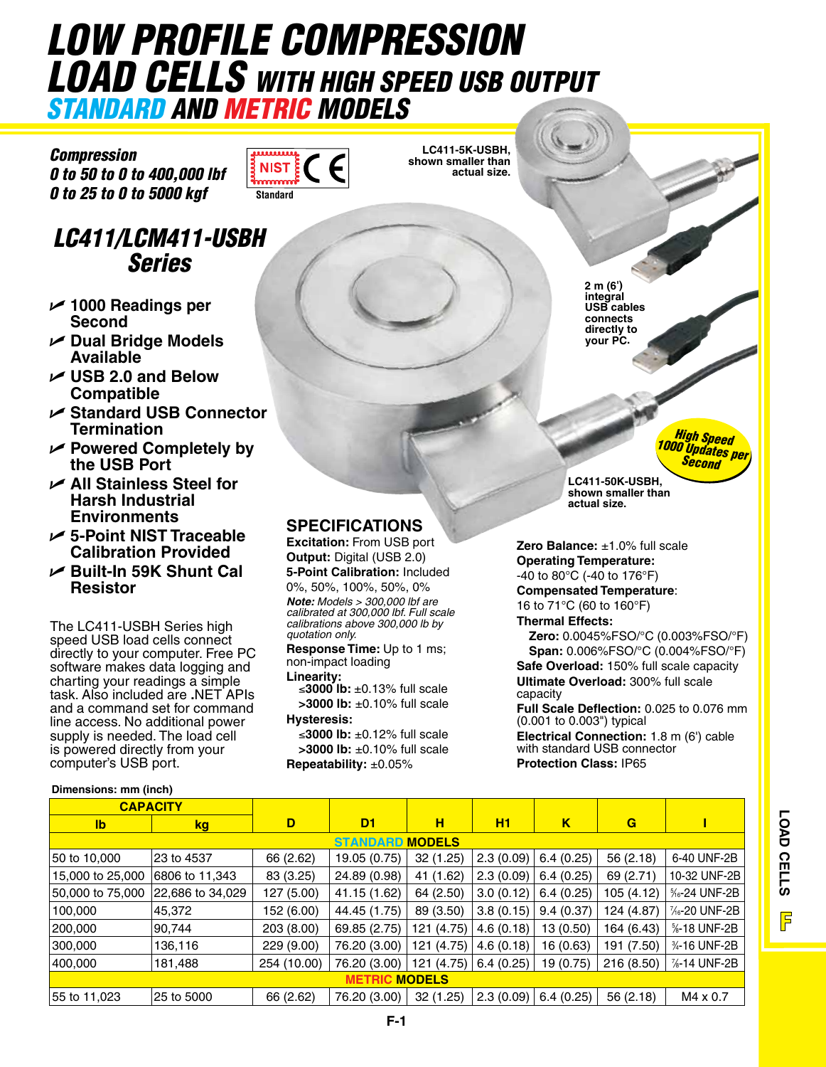# LOW PROFILE COMPRESSION LOAD CELLS WITH HIGH SPEED USB OUTPUT

## STANDARD AND METRIC MODELS

***Compression***
***0 to 50 to 0 to 400,000 lbf***
***0 to 25 to 0 to 5000 kgf***

NIST CE Standard

LC411-5K-USBH, shown smaller than actual size.

## *LC411/LCM411-USBH Series*

- **1000 Readings per Second**
- **Dual Bridge Models Available**
- **USB 2.0 and Below Compatible**
- **Standard USB Connector Termination**
- **Powered Completely by the USB Port**
- **All Stainless Steel for Harsh Industrial Environments**
- **5-Point NIST Traceable Calibration Provided**
- **Built-In 59K Shunt Cal Resistor**

The LC411-USBH Series high speed USB load cells connect directly to your computer. Free PC software makes data logging and charting your readings a simple task. Also included are .NET APIs and a command set for command line access. No additional power supply is needed. The load cell is powered directly from your computer's USB port.

**2 m (6') integral USB cables connects directly to your PC.**

***High Speed 1000 Updates per Second***

LC411-50K-USBH, shown smaller than actual size.

## SPECIFICATIONS

**Excitation:** From USB port
**Output:** Digital (USB 2.0)
**5-Point Calibration:** Included 0%, 50%, 100%, 50%, 0%
***Note:*** *Models > 300,000 lbf are calibrated at 300,000 lbf. Full scale calibrations above 300,000 lb by quotation only.*
**Response Time:** Up to 1 ms; non-impact loading
**Linearity:**
  **≤3000 lb:** ±0.13% full scale
  **>3000 lb:** ±0.10% full scale
**Hysteresis:**
  **≤3000 lb:** ±0.12% full scale
  **>3000 lb:** ±0.10% full scale
**Repeatability:** ±0.05%
**Zero Balance:** ±1.0% full scale
**Operating Temperature:** -40 to 80°C (-40 to 176°F)
**Compensated Temperature**: 16 to 71°C (60 to 160°F)
**Thermal Effects:**
  **Zero:** 0.0045%FSO/°C (0.003%FSO/°F)
  **Span:** 0.006%FSO/°C (0.004%FSO/°F)
**Safe Overload:** 150% full scale capacity
**Ultimate Overload:** 300% full scale capacity
**Full Scale Deflection:** 0.025 to 0.076 mm (0.001 to 0.003") typical
**Electrical Connection:** 1.8 m (6') cable with standard USB connector
**Protection Class:** IP65

**Dimensions: mm (inch)**

| CAPACITY | | D | D1 | H | H1 | K | G | I |
|---|---|---|---|---|---|---|---|---|
| **lb** | **kg** | | | | | | | |
| **STANDARD MODELS** | | | | | | | | |
| 50 to 10,000 | 23 to 4537 | 66 (2.62) | 19.05 (0.75) | 32 (1.25) | 2.3 (0.09) | 6.4 (0.25) | 56 (2.18) | 6-40 UNF-2B |
| 15,000 to 25,000 | 6806 to 11,343 | 83 (3.25) | 24.89 (0.98) | 41 (1.62) | 2.3 (0.09) | 6.4 (0.25) | 69 (2.71) | 10-32 UNF-2B |
| 50,000 to 75,000 | 22,686 to 34,029 | 127 (5.00) | 41.15 (1.62) | 64 (2.50) | 3.0 (0.12) | 6.4 (0.25) | 105 (4.12) | 5/16-24 UNF-2B |
| 100,000 | 45,372 | 152 (6.00) | 44.45 (1.75) | 89 (3.50) | 3.8 (0.15) | 9.4 (0.37) | 124 (4.87) | 7/16-20 UNF-2B |
| 200,000 | 90,744 | 203 (8.00) | 69.85 (2.75) | 121 (4.75) | 4.6 (0.18) | 13 (0.50) | 164 (6.43) | 5/8-18 UNF-2B |
| 300,000 | 136,116 | 229 (9.00) | 76.20 (3.00) | 121 (4.75) | 4.6 (0.18) | 16 (0.63) | 191 (7.50) | 3/4-16 UNF-2B |
| 400,000 | 181,488 | 254 (10.00) | 76.20 (3.00) | 121 (4.75) | 6.4 (0.25) | 19 (0.75) | 216 (8.50) | 7/8-14 UNF-2B |
| **METRIC MODELS** | | | | | | | | |
| 55 to 11,023 | 25 to 5000 | 66 (2.62) | 76.20 (3.00) | 32 (1.25) | 2.3 (0.09) | 6.4 (0.25) | 56 (2.18) | M4 x 0.7 |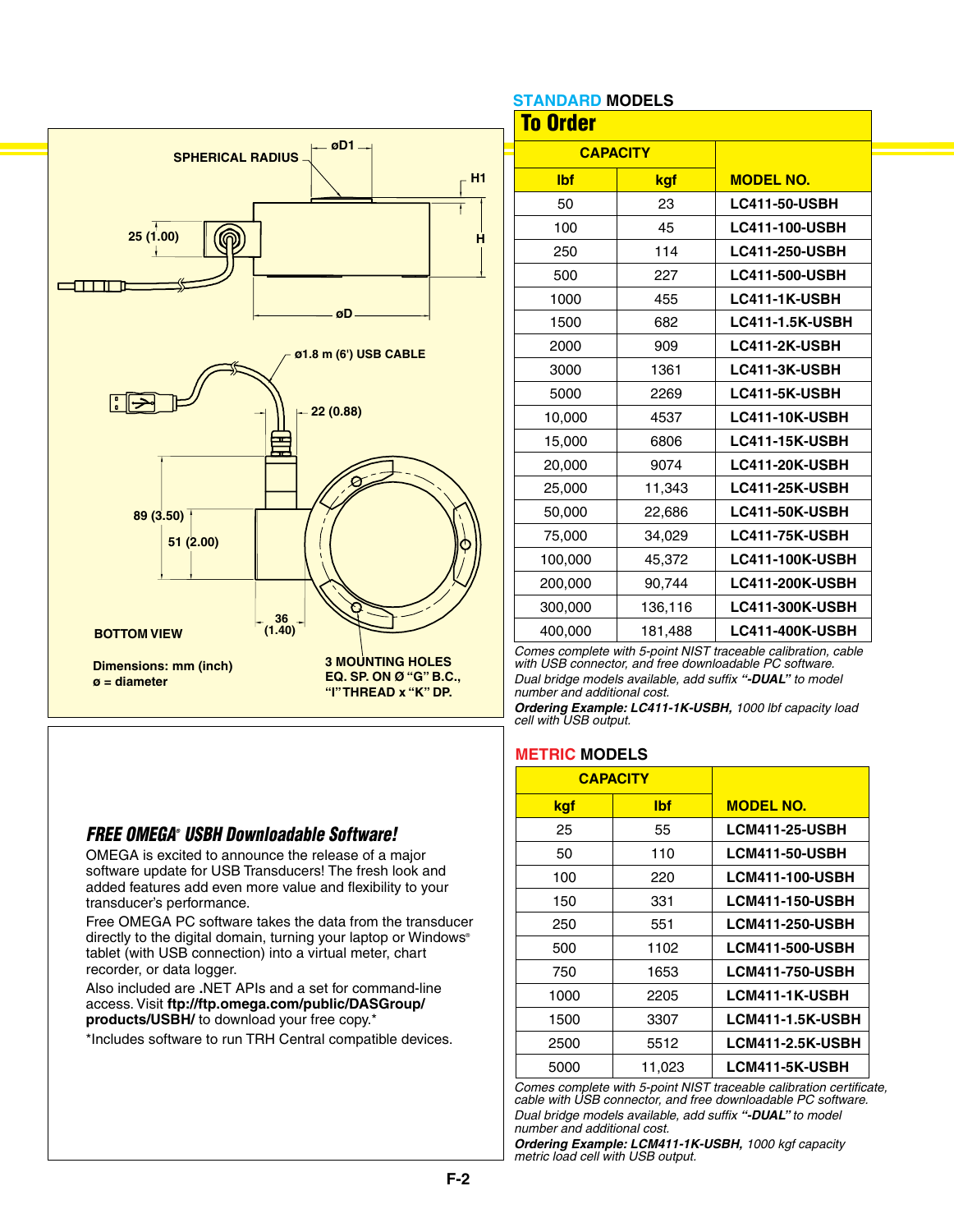SPHERICAL RADIUS

øD1

H1

25 (1.00)

H

øD

ø1.8 m (6') USB CABLE

22 (0.88)

89 (3.50)

51 (2.00)

36 (1.40)

BOTTOM VIEW

Dimensions: mm (inch)
ø = diameter

3 MOUNTING HOLES EQ. SP. ON Ø "G" B.C., "I" THREAD x "K" DP.

## STANDARD MODELS

### To Order

| CAPACITY | | |
|---|---|---|
| **lbf** | **kgf** | **MODEL NO.** |
| 50 | 23 | **LC411-50-USBH** |
| 100 | 45 | **LC411-100-USBH** |
| 250 | 114 | **LC411-250-USBH** |
| 500 | 227 | **LC411-500-USBH** |
| 1000 | 455 | **LC411-1K-USBH** |
| 1500 | 682 | **LC411-1.5K-USBH** |
| 2000 | 909 | **LC411-2K-USBH** |
| 3000 | 1361 | **LC411-3K-USBH** |
| 5000 | 2269 | **LC411-5K-USBH** |
| 10,000 | 4537 | **LC411-10K-USBH** |
| 15,000 | 6806 | **LC411-15K-USBH** |
| 20,000 | 9074 | **LC411-20K-USBH** |
| 25,000 | 11,343 | **LC411-25K-USBH** |
| 50,000 | 22,686 | **LC411-50K-USBH** |
| 75,000 | 34,029 | **LC411-75K-USBH** |
| 100,000 | 45,372 | **LC411-100K-USBH** |
| 200,000 | 90,744 | **LC411-200K-USBH** |
| 300,000 | 136,116 | **LC411-300K-USBH** |
| 400,000 | 181,488 | **LC411-400K-USBH** |

*Comes complete with 5-point NIST traceable calibration, cable with USB connector, and free downloadable PC software.*

*Dual bridge models available, add suffix **"-DUAL"** to model number and additional cost.*

***Ordering Example: LC411-1K-USBH,** 1000 lbf capacity load cell with USB output.*

## FREE OMEGA® USBH Downloadable Software!

OMEGA is excited to announce the release of a major software update for USB Transducers! The fresh look and added features add even more value and flexibility to your transducer's performance.

Free OMEGA PC software takes the data from the transducer directly to the digital domain, turning your laptop or Windows® tablet (with USB connection) into a virtual meter, chart recorder, or data logger.

Also included are **.**NET APIs and a set for command-line access. Visit **ftp://ftp.omega.com/public/DASGroup/products/USBH/** to download your free copy.*

*Includes software to run TRH Central compatible devices.

## METRIC MODELS

| CAPACITY | | |
|---|---|---|
| **kgf** | **lbf** | **MODEL NO.** |
| 25 | 55 | **LCM411-25-USBH** |
| 50 | 110 | **LCM411-50-USBH** |
| 100 | 220 | **LCM411-100-USBH** |
| 150 | 331 | **LCM411-150-USBH** |
| 250 | 551 | **LCM411-250-USBH** |
| 500 | 1102 | **LCM411-500-USBH** |
| 750 | 1653 | **LCM411-750-USBH** |
| 1000 | 2205 | **LCM411-1K-USBH** |
| 1500 | 3307 | **LCM411-1.5K-USBH** |
| 2500 | 5512 | **LCM411-2.5K-USBH** |
| 5000 | 11,023 | **LCM411-5K-USBH** |

*Comes complete with 5-point NIST traceable calibration certificate, cable with USB connector, and free downloadable PC software.*

*Dual bridge models available, add suffix **"-DUAL"** to model number and additional cost.*

***Ordering Example: LCM411-1K-USBH,** 1000 kgf capacity metric load cell with USB output.*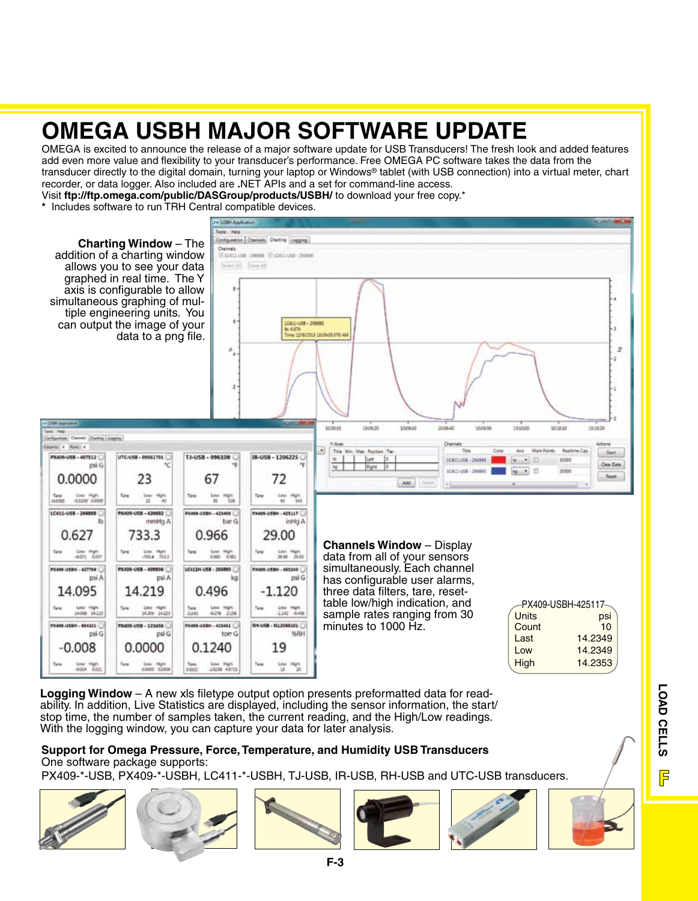# OMEGA USBH MAJOR SOFTWARE UPDATE

OMEGA is excited to announce the release of a major software update for USB Transducers! The fresh look and added features add even more value and flexibility to your transducer's performance. Free OMEGA PC software takes the data from the transducer directly to the digital domain, turning your laptop or Windows® tablet (with USB connection) into a virtual meter, chart recorder, or data logger. Also included are .NET APIs and a set for command-line access.
Visit **ftp://ftp.omega.com/public/DASGroup/products/USBH/** to download your free copy.*

\* Includes software to run TRH Central compatible devices.

**Charting Window** – The addition of a charting window allows you to see your data graphed in real time. The Y axis is configurable to allow simultaneous graphing of multiple engineering units. You can output the image of your data to a png file.

**Channels Window** – Display data from all of your sensors simultaneously. Each channel has configurable user alarms, three data filters, tare, resettable low/high indication, and sample rates ranging from 30 minutes to 1000 Hz.

PX409-USBH-425117

| | |
|---|---|
| Units | psi |
| Count | 10 |
| Last | 14.2349 |
| Low | 14.2349 |
| High | 14.2353 |

**Logging Window** – A new xls filetype output option presents preformatted data for readability. In addition, Live Statistics are displayed, including the sensor information, the start/stop time, the number of samples taken, the current reading, and the High/Low readings. With the logging window, you can capture your data for later analysis.

**Support for Omega Pressure, Force, Temperature, and Humidity USB Transducers**
One software package supports:
PX409-\*-USB, PX409-\*-USBH, LC411-\*-USBH, TJ-USB, IR-USB, RH-USB and UTC-USB transducers.